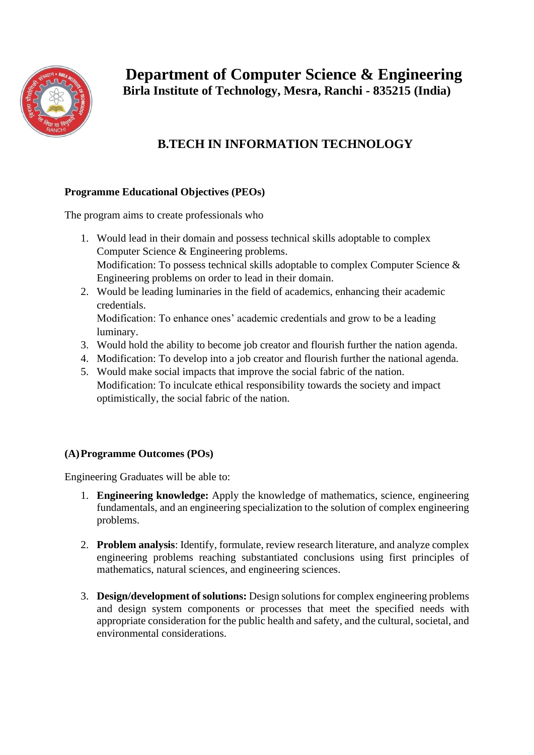# Department of Computer Science & Engineering

**Birla Institute of Technology, Mesra, Ranchi - 835215 (India)**

## B.TECH IN INFORMATION TECHNOLOGY

### Programme Educational Objectives (PEOs)

The program aims to create professionals who

1. Would lead in their domain and possess technical skills adoptable to complex Computer Science & Engineering problems.
   Modification: To possess technical skills adoptable to complex Computer Science & Engineering problems on order to lead in their domain.
2. Would be leading luminaries in the field of academics, enhancing their academic credentials.
   Modification: To enhance ones' academic credentials and grow to be a leading luminary.
3. Would hold the ability to become job creator and flourish further the nation agenda.
4. Modification: To develop into a job creator and flourish further the national agenda.
5. Would make social impacts that improve the social fabric of the nation.
   Modification: To inculcate ethical responsibility towards the society and impact optimistically, the social fabric of the nation.

### (A) Programme Outcomes (POs)

Engineering Graduates will be able to:

1. **Engineering knowledge:** Apply the knowledge of mathematics, science, engineering fundamentals, and an engineering specialization to the solution of complex engineering problems.

2. **Problem analysis**: Identify, formulate, review research literature, and analyze complex engineering problems reaching substantiated conclusions using first principles of mathematics, natural sciences, and engineering sciences.

3. **Design/development of solutions:** Design solutions for complex engineering problems and design system components or processes that meet the specified needs with appropriate consideration for the public health and safety, and the cultural, societal, and environmental considerations.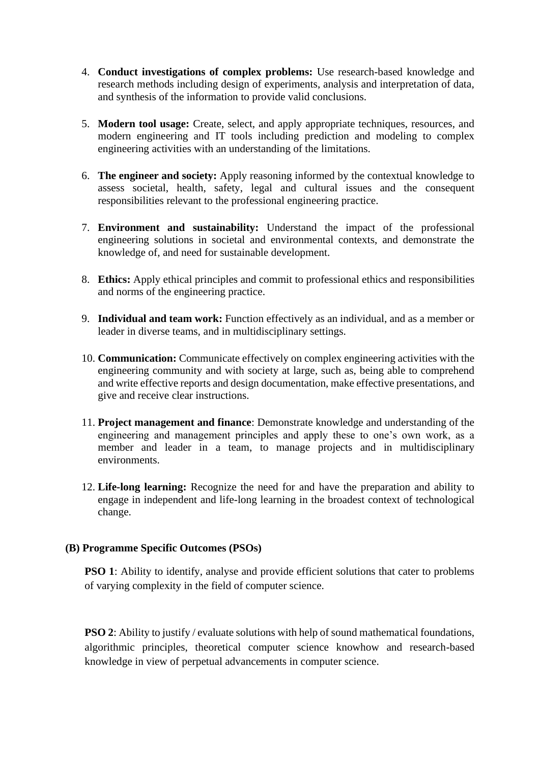4. **Conduct investigations of complex problems:** Use research-based knowledge and research methods including design of experiments, analysis and interpretation of data, and synthesis of the information to provide valid conclusions.

5. **Modern tool usage:** Create, select, and apply appropriate techniques, resources, and modern engineering and IT tools including prediction and modeling to complex engineering activities with an understanding of the limitations.

6. **The engineer and society:** Apply reasoning informed by the contextual knowledge to assess societal, health, safety, legal and cultural issues and the consequent responsibilities relevant to the professional engineering practice.

7. **Environment and sustainability:** Understand the impact of the professional engineering solutions in societal and environmental contexts, and demonstrate the knowledge of, and need for sustainable development.

8. **Ethics:** Apply ethical principles and commit to professional ethics and responsibilities and norms of the engineering practice.

9. **Individual and team work:** Function effectively as an individual, and as a member or leader in diverse teams, and in multidisciplinary settings.

10. **Communication:** Communicate effectively on complex engineering activities with the engineering community and with society at large, such as, being able to comprehend and write effective reports and design documentation, make effective presentations, and give and receive clear instructions.

11. **Project management and finance**: Demonstrate knowledge and understanding of the engineering and management principles and apply these to one's own work, as a member and leader in a team, to manage projects and in multidisciplinary environments.

12. **Life-long learning:** Recognize the need for and have the preparation and ability to engage in independent and life-long learning in the broadest context of technological change.

**(B) Programme Specific Outcomes (PSOs)**

**PSO 1**: Ability to identify, analyse and provide efficient solutions that cater to problems of varying complexity in the field of computer science.

**PSO 2**: Ability to justify / evaluate solutions with help of sound mathematical foundations, algorithmic principles, theoretical computer science knowhow and research-based knowledge in view of perpetual advancements in computer science.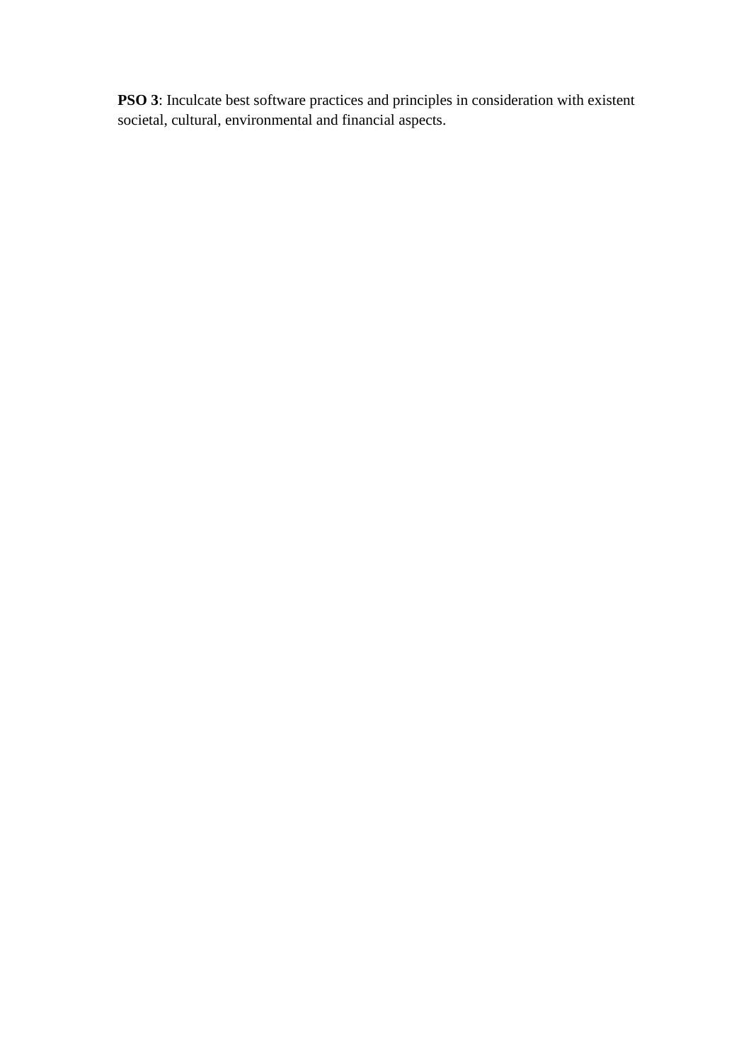**PSO 3**: Inculcate best software practices and principles in consideration with existent societal, cultural, environmental and financial aspects.